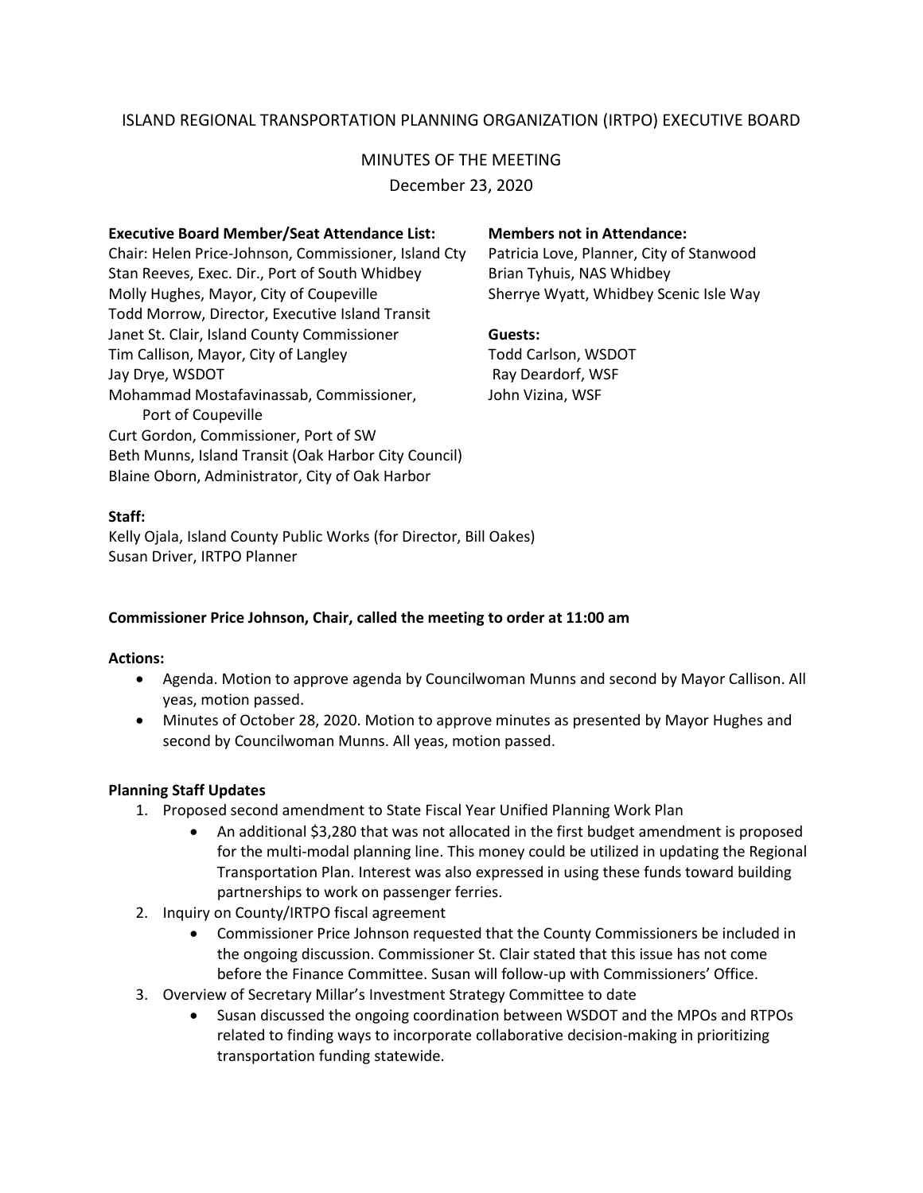# ISLAND REGIONAL TRANSPORTATION PLANNING ORGANIZATION (IRTPO) EXECUTIVE BOARD

## MINUTES OF THE MEETING

December 23, 2020

**Executive Board Member/Seat Attendance List:**

Chair: Helen Price-Johnson, Commissioner, Island Cty
Stan Reeves, Exec. Dir., Port of South Whidbey
Molly Hughes, Mayor, City of Coupeville
Todd Morrow, Director, Executive Island Transit
Janet St. Clair, Island County Commissioner
Tim Callison, Mayor, City of Langley
Jay Drye, WSDOT
Mohammad Mostafavinassab, Commissioner, Port of Coupeville
Curt Gordon, Commissioner, Port of SW
Beth Munns, Island Transit (Oak Harbor City Council)
Blaine Oborn, Administrator, City of Oak Harbor

**Members not in Attendance:**

Patricia Love, Planner, City of Stanwood
Brian Tyhuis, NAS Whidbey
Sherrye Wyatt, Whidbey Scenic Isle Way

**Guests:**

Todd Carlson, WSDOT
Ray Deardorf, WSF
John Vizina, WSF

**Staff:**

Kelly Ojala, Island County Public Works (for Director, Bill Oakes)
Susan Driver, IRTPO Planner

**Commissioner Price Johnson, Chair, called the meeting to order at 11:00 am**

**Actions:**

- Agenda. Motion to approve agenda by Councilwoman Munns and second by Mayor Callison. All yeas, motion passed.
- Minutes of October 28, 2020. Motion to approve minutes as presented by Mayor Hughes and second by Councilwoman Munns. All yeas, motion passed.

**Planning Staff Updates**

1. Proposed second amendment to State Fiscal Year Unified Planning Work Plan
   - An additional $3,280 that was not allocated in the first budget amendment is proposed for the multi-modal planning line. This money could be utilized in updating the Regional Transportation Plan. Interest was also expressed in using these funds toward building partnerships to work on passenger ferries.
2. Inquiry on County/IRTPO fiscal agreement
   - Commissioner Price Johnson requested that the County Commissioners be included in the ongoing discussion. Commissioner St. Clair stated that this issue has not come before the Finance Committee. Susan will follow-up with Commissioners' Office.
3. Overview of Secretary Millar's Investment Strategy Committee to date
   - Susan discussed the ongoing coordination between WSDOT and the MPOs and RTPOs related to finding ways to incorporate collaborative decision-making in prioritizing transportation funding statewide.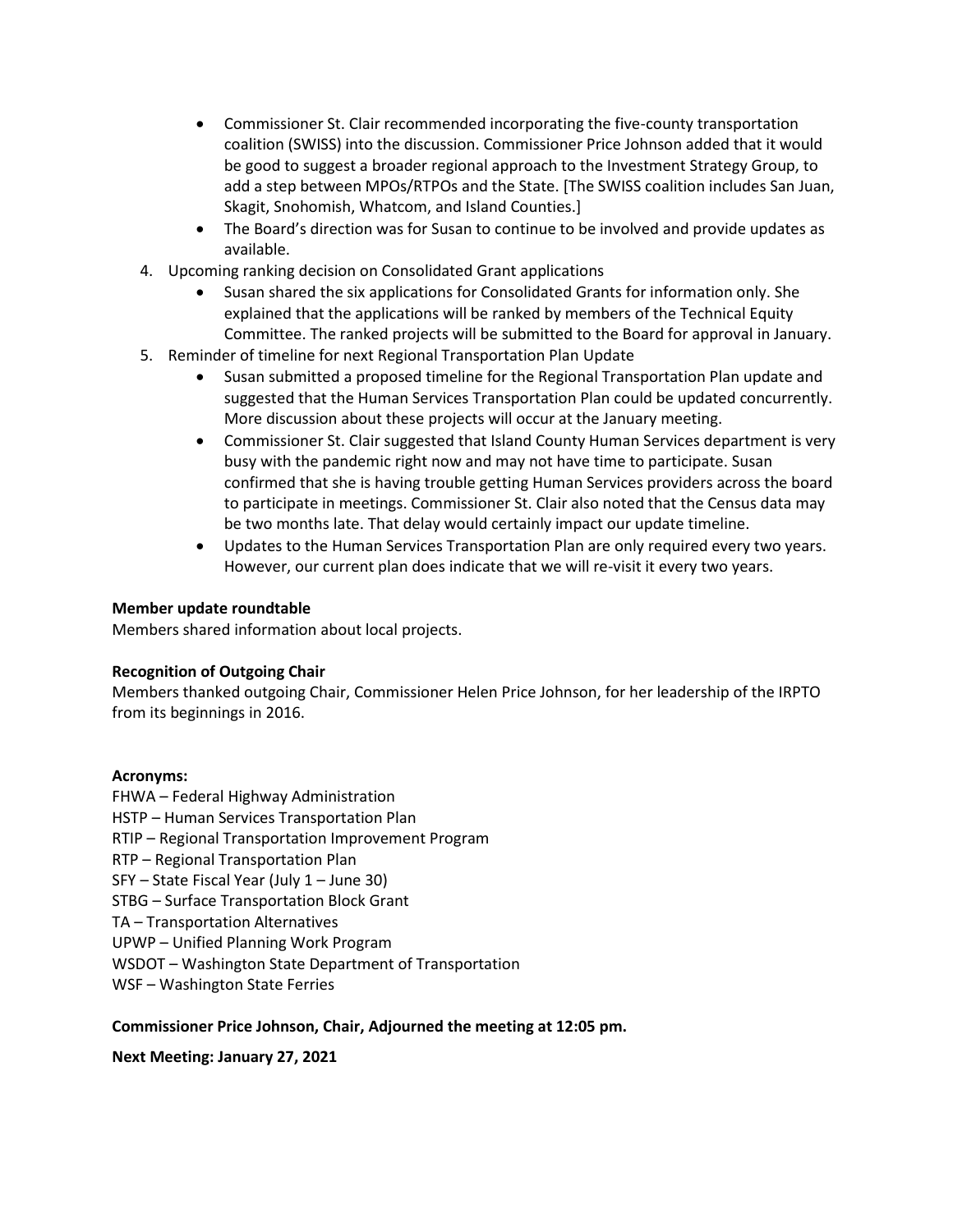- Commissioner St. Clair recommended incorporating the five-county transportation coalition (SWISS) into the discussion. Commissioner Price Johnson added that it would be good to suggest a broader regional approach to the Investment Strategy Group, to add a step between MPOs/RTPOs and the State. [The SWISS coalition includes San Juan, Skagit, Snohomish, Whatcom, and Island Counties.]
- The Board's direction was for Susan to continue to be involved and provide updates as available.

4. Upcoming ranking decision on Consolidated Grant applications
   - Susan shared the six applications for Consolidated Grants for information only. She explained that the applications will be ranked by members of the Technical Equity Committee. The ranked projects will be submitted to the Board for approval in January.
5. Reminder of timeline for next Regional Transportation Plan Update
   - Susan submitted a proposed timeline for the Regional Transportation Plan update and suggested that the Human Services Transportation Plan could be updated concurrently. More discussion about these projects will occur at the January meeting.
   - Commissioner St. Clair suggested that Island County Human Services department is very busy with the pandemic right now and may not have time to participate. Susan confirmed that she is having trouble getting Human Services providers across the board to participate in meetings. Commissioner St. Clair also noted that the Census data may be two months late. That delay would certainly impact our update timeline.
   - Updates to the Human Services Transportation Plan are only required every two years. However, our current plan does indicate that we will re-visit it every two years.

**Member update roundtable**

Members shared information about local projects.

**Recognition of Outgoing Chair**

Members thanked outgoing Chair, Commissioner Helen Price Johnson, for her leadership of the IRPTO from its beginnings in 2016.

**Acronyms:**

FHWA – Federal Highway Administration
HSTP – Human Services Transportation Plan
RTIP – Regional Transportation Improvement Program
RTP – Regional Transportation Plan
SFY – State Fiscal Year (July 1 – June 30)
STBG – Surface Transportation Block Grant
TA – Transportation Alternatives
UPWP – Unified Planning Work Program
WSDOT – Washington State Department of Transportation
WSF – Washington State Ferries

**Commissioner Price Johnson, Chair, Adjourned the meeting at 12:05 pm.**

**Next Meeting: January 27, 2021**